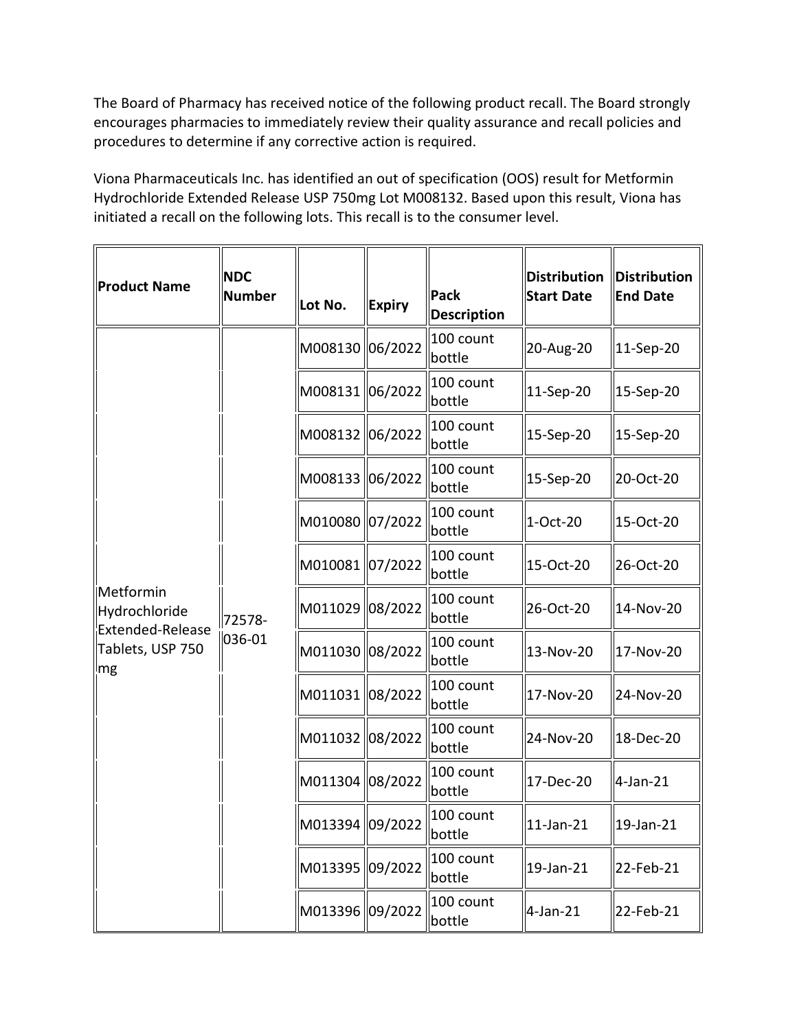The Board of Pharmacy has received notice of the following product recall. The Board strongly encourages pharmacies to immediately review their quality assurance and recall policies and procedures to determine if any corrective action is required.

Viona Pharmaceuticals Inc. has identified an out of specification (OOS) result for Metformin Hydrochloride Extended Release USP 750mg Lot M008132. Based upon this result, Viona has initiated a recall on the following lots. This recall is to the consumer level.

| Product Name | NDC Number | Lot No. | Expiry | Pack Description | Distribution Start Date | Distribution End Date |
|---|---|---|---|---|---|---|
| Metformin Hydrochloride Extended-Release Tablets, USP 750 mg | 72578-036-01 | M008130 | 06/2022 | 100 count bottle | 20-Aug-20 | 11-Sep-20 |
| | | M008131 | 06/2022 | 100 count bottle | 11-Sep-20 | 15-Sep-20 |
| | | M008132 | 06/2022 | 100 count bottle | 15-Sep-20 | 15-Sep-20 |
| | | M008133 | 06/2022 | 100 count bottle | 15-Sep-20 | 20-Oct-20 |
| | | M010080 | 07/2022 | 100 count bottle | 1-Oct-20 | 15-Oct-20 |
| | | M010081 | 07/2022 | 100 count bottle | 15-Oct-20 | 26-Oct-20 |
| | | M011029 | 08/2022 | 100 count bottle | 26-Oct-20 | 14-Nov-20 |
| | | M011030 | 08/2022 | 100 count bottle | 13-Nov-20 | 17-Nov-20 |
| | | M011031 | 08/2022 | 100 count bottle | 17-Nov-20 | 24-Nov-20 |
| | | M011032 | 08/2022 | 100 count bottle | 24-Nov-20 | 18-Dec-20 |
| | | M011304 | 08/2022 | 100 count bottle | 17-Dec-20 | 4-Jan-21 |
| | | M013394 | 09/2022 | 100 count bottle | 11-Jan-21 | 19-Jan-21 |
| | | M013395 | 09/2022 | 100 count bottle | 19-Jan-21 | 22-Feb-21 |
| | | M013396 | 09/2022 | 100 count bottle | 4-Jan-21 | 22-Feb-21 |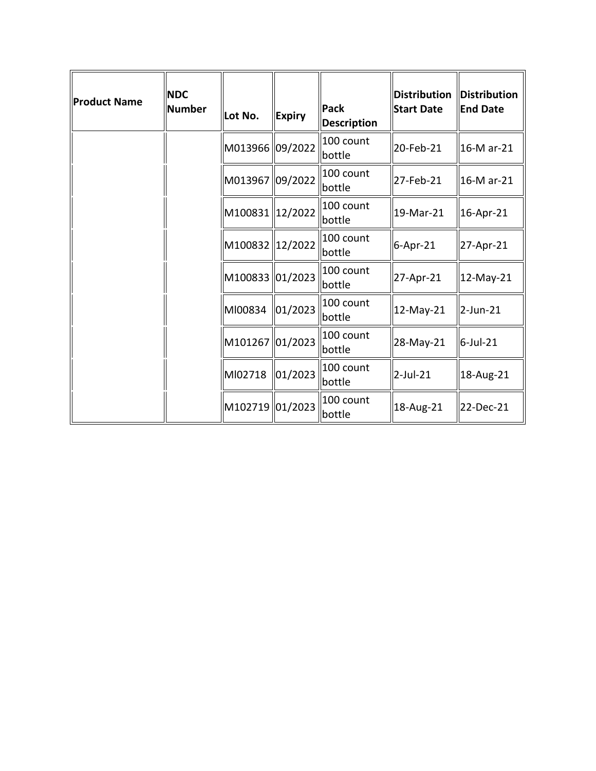| Product Name | NDC Number | Lot No. | Expiry | Pack Description | Distribution Start Date | Distribution End Date |
|---|---|---|---|---|---|---|
| | | M013966 | 09/2022 | 100 count bottle | 20-Feb-21 | 16-M ar-21 |
| | | M013967 | 09/2022 | 100 count bottle | 27-Feb-21 | 16-M ar-21 |
| | | M100831 | 12/2022 | 100 count bottle | 19-Mar-21 | 16-Apr-21 |
| | | M100832 | 12/2022 | 100 count bottle | 6-Apr-21 | 27-Apr-21 |
| | | M100833 | 01/2023 | 100 count bottle | 27-Apr-21 | 12-May-21 |
| | | Ml00834 | 01/2023 | 100 count bottle | 12-May-21 | 2-Jun-21 |
| | | M101267 | 01/2023 | 100 count bottle | 28-May-21 | 6-Jul-21 |
| | | Ml02718 | 01/2023 | 100 count bottle | 2-Jul-21 | 18-Aug-21 |
| | | M102719 | 01/2023 | 100 count bottle | 18-Aug-21 | 22-Dec-21 |